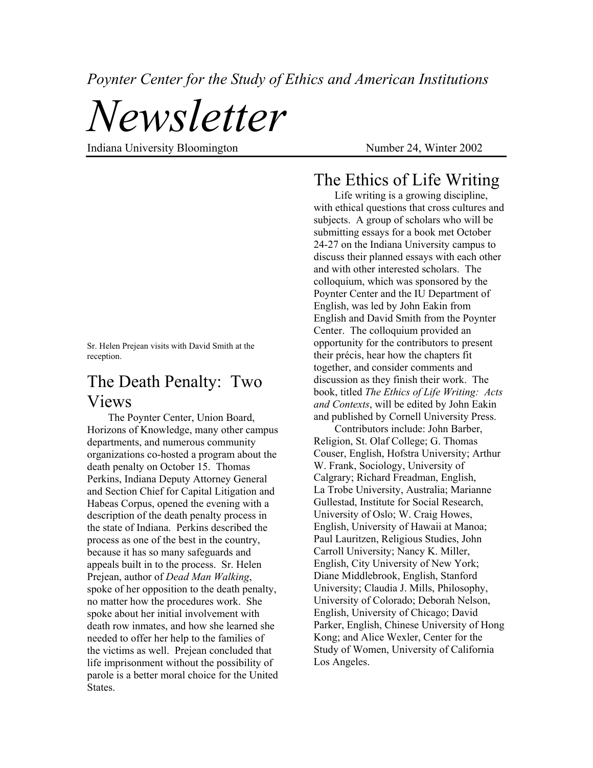*Poynter Center for the Study of Ethics and American Institutions*

# *Newsletter*

Indiana University Bloomington — Number 24, Winter 2002

Sr. Helen Prejean visits with David Smith at the reception.

## The Death Penalty: Two Views

The Poynter Center, Union Board, Horizons of Knowledge, many other campus departments, and numerous community organizations co-hosted a program about the death penalty on October 15. Thomas Perkins, Indiana Deputy Attorney General and Section Chief for Capital Litigation and Habeas Corpus, opened the evening with a description of the death penalty process in the state of Indiana. Perkins described the process as one of the best in the country, because it has so many safeguards and appeals built in to the process. Sr. Helen Prejean, author of *Dead Man Walking*, spoke of her opposition to the death penalty, no matter how the procedures work. She spoke about her initial involvement with death row inmates, and how she learned she needed to offer her help to the families of the victims as well. Prejean concluded that life imprisonment without the possibility of parole is a better moral choice for the United States.

## The Ethics of Life Writing

Life writing is a growing discipline, with ethical questions that cross cultures and subjects. A group of scholars who will be submitting essays for a book met October 24-27 on the Indiana University campus to discuss their planned essays with each other and with other interested scholars. The colloquium, which was sponsored by the Poynter Center and the IU Department of English, was led by John Eakin from English and David Smith from the Poynter Center. The colloquium provided an opportunity for the contributors to present their précis, hear how the chapters fit together, and consider comments and discussion as they finish their work. The book, titled *The Ethics of Life Writing: Acts and Contexts*, will be edited by John Eakin and published by Cornell University Press.

Contributors include: John Barber, Religion, St. Olaf College; G. Thomas Couser, English, Hofstra University; Arthur W. Frank, Sociology, University of Calgrary; Richard Freadman, English, La Trobe University, Australia; Marianne Gullestad, Institute for Social Research, University of Oslo; W. Craig Howes, English, University of Hawaii at Manoa; Paul Lauritzen, Religious Studies, John Carroll University; Nancy K. Miller, English, City University of New York; Diane Middlebrook, English, Stanford University; Claudia J. Mills, Philosophy, University of Colorado; Deborah Nelson, English, University of Chicago; David Parker, English, Chinese University of Hong Kong; and Alice Wexler, Center for the Study of Women, University of California Los Angeles.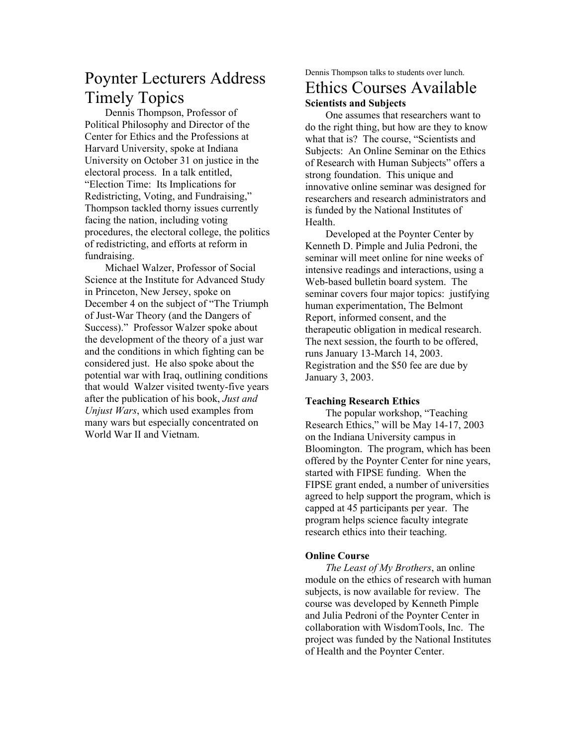# Poynter Lecturers Address Timely Topics

Dennis Thompson, Professor of Political Philosophy and Director of the Center for Ethics and the Professions at Harvard University, spoke at Indiana University on October 31 on justice in the electoral process. In a talk entitled, "Election Time: Its Implications for Redistricting, Voting, and Fundraising," Thompson tackled thorny issues currently facing the nation, including voting procedures, the electoral college, the politics of redistricting, and efforts at reform in fundraising.

Michael Walzer, Professor of Social Science at the Institute for Advanced Study in Princeton, New Jersey, spoke on December 4 on the subject of "The Triumph of Just-War Theory (and the Dangers of Success)." Professor Walzer spoke about the development of the theory of a just war and the conditions in which fighting can be considered just. He also spoke about the potential war with Iraq, outlining conditions that would Walzer visited twenty-five years after the publication of his book, *Just and Unjust Wars*, which used examples from many wars but especially concentrated on World War II and Vietnam.

Dennis Thompson talks to students over lunch.

# Ethics Courses Available

**Scientists and Subjects**

One assumes that researchers want to do the right thing, but how are they to know what that is? The course, "Scientists and Subjects: An Online Seminar on the Ethics of Research with Human Subjects" offers a strong foundation. This unique and innovative online seminar was designed for researchers and research administrators and is funded by the National Institutes of Health.

Developed at the Poynter Center by Kenneth D. Pimple and Julia Pedroni, the seminar will meet online for nine weeks of intensive readings and interactions, using a Web-based bulletin board system. The seminar covers four major topics: justifying human experimentation, The Belmont Report, informed consent, and the therapeutic obligation in medical research. The next session, the fourth to be offered, runs January 13-March 14, 2003. Registration and the $50 fee are due by January 3, 2003.

**Teaching Research Ethics**

The popular workshop, "Teaching Research Ethics," will be May 14-17, 2003 on the Indiana University campus in Bloomington. The program, which has been offered by the Poynter Center for nine years, started with FIPSE funding. When the FIPSE grant ended, a number of universities agreed to help support the program, which is capped at 45 participants per year. The program helps science faculty integrate research ethics into their teaching.

**Online Course**

*The Least of My Brothers*, an online module on the ethics of research with human subjects, is now available for review. The course was developed by Kenneth Pimple and Julia Pedroni of the Poynter Center in collaboration with WisdomTools, Inc. The project was funded by the National Institutes of Health and the Poynter Center.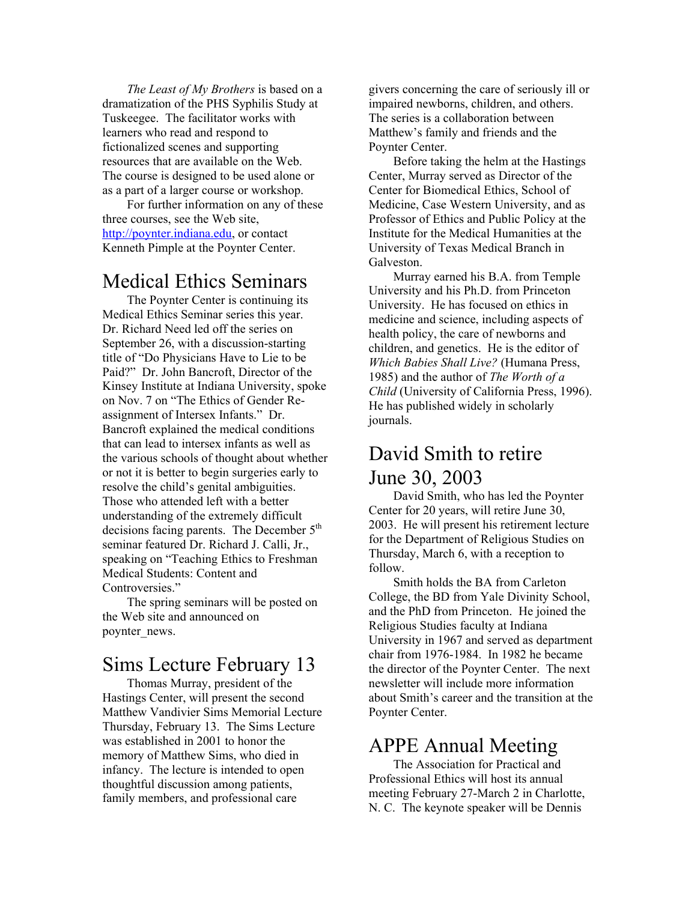*The Least of My Brothers* is based on a dramatization of the PHS Syphilis Study at Tuskeegee. The facilitator works with learners who read and respond to fictionalized scenes and supporting resources that are available on the Web. The course is designed to be used alone or as a part of a larger course or workshop.

For further information on any of these three courses, see the Web site, http://poynter.indiana.edu, or contact Kenneth Pimple at the Poynter Center.

## Medical Ethics Seminars

The Poynter Center is continuing its Medical Ethics Seminar series this year. Dr. Richard Need led off the series on September 26, with a discussion-starting title of "Do Physicians Have to Lie to be Paid?" Dr. John Bancroft, Director of the Kinsey Institute at Indiana University, spoke on Nov. 7 on "The Ethics of Gender Re-assignment of Intersex Infants." Dr. Bancroft explained the medical conditions that can lead to intersex infants as well as the various schools of thought about whether or not it is better to begin surgeries early to resolve the child's genital ambiguities. Those who attended left with a better understanding of the extremely difficult decisions facing parents. The December 5th seminar featured Dr. Richard J. Calli, Jr., speaking on "Teaching Ethics to Freshman Medical Students: Content and Controversies."

The spring seminars will be posted on the Web site and announced on poynter_news.

## Sims Lecture February 13

Thomas Murray, president of the Hastings Center, will present the second Matthew Vandivier Sims Memorial Lecture Thursday, February 13. The Sims Lecture was established in 2001 to honor the memory of Matthew Sims, who died in infancy. The lecture is intended to open thoughtful discussion among patients, family members, and professional care givers concerning the care of seriously ill or impaired newborns, children, and others. The series is a collaboration between Matthew's family and friends and the Poynter Center.

Before taking the helm at the Hastings Center, Murray served as Director of the Center for Biomedical Ethics, School of Medicine, Case Western University, and as Professor of Ethics and Public Policy at the Institute for the Medical Humanities at the University of Texas Medical Branch in Galveston.

Murray earned his B.A. from Temple University and his Ph.D. from Princeton University. He has focused on ethics in medicine and science, including aspects of health policy, the care of newborns and children, and genetics. He is the editor of *Which Babies Shall Live?* (Humana Press, 1985) and the author of *The Worth of a Child* (University of California Press, 1996). He has published widely in scholarly journals.

## David Smith to retire June 30, 2003

David Smith, who has led the Poynter Center for 20 years, will retire June 30, 2003. He will present his retirement lecture for the Department of Religious Studies on Thursday, March 6, with a reception to follow.

Smith holds the BA from Carleton College, the BD from Yale Divinity School, and the PhD from Princeton. He joined the Religious Studies faculty at Indiana University in 1967 and served as department chair from 1976-1984. In 1982 he became the director of the Poynter Center. The next newsletter will include more information about Smith's career and the transition at the Poynter Center.

## APPE Annual Meeting

The Association for Practical and Professional Ethics will host its annual meeting February 27-March 2 in Charlotte, N. C. The keynote speaker will be Dennis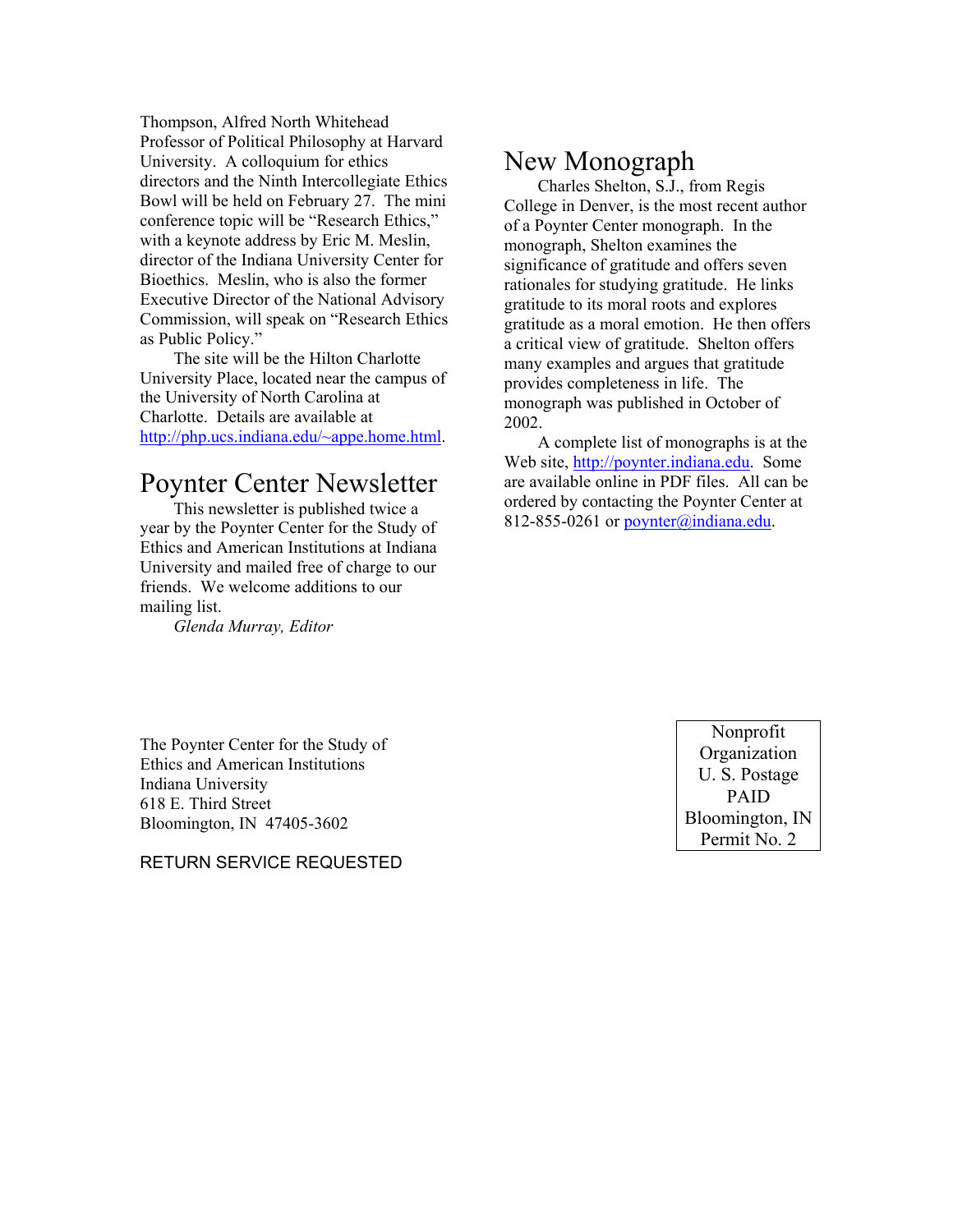Thompson, Alfred North Whitehead Professor of Political Philosophy at Harvard University. A colloquium for ethics directors and the Ninth Intercollegiate Ethics Bowl will be held on February 27. The mini conference topic will be "Research Ethics," with a keynote address by Eric M. Meslin, director of the Indiana University Center for Bioethics. Meslin, who is also the former Executive Director of the National Advisory Commission, will speak on "Research Ethics as Public Policy."

The site will be the Hilton Charlotte University Place, located near the campus of the University of North Carolina at Charlotte. Details are available at http://php.ucs.indiana.edu/~appe.home.html.

## Poynter Center Newsletter

This newsletter is published twice a year by the Poynter Center for the Study of Ethics and American Institutions at Indiana University and mailed free of charge to our friends. We welcome additions to our mailing list.

*Glenda Murray, Editor*

## New Monograph

Charles Shelton, S.J., from Regis College in Denver, is the most recent author of a Poynter Center monograph. In the monograph, Shelton examines the significance of gratitude and offers seven rationales for studying gratitude. He links gratitude to its moral roots and explores gratitude as a moral emotion. He then offers a critical view of gratitude. Shelton offers many examples and argues that gratitude provides completeness in life. The monograph was published in October of 2002.

A complete list of monographs is at the Web site, http://poynter.indiana.edu. Some are available online in PDF files. All can be ordered by contacting the Poynter Center at 812-855-0261 or poynter@indiana.edu.

The Poynter Center for the Study of Ethics and American Institutions
Indiana University
618 E. Third Street
Bloomington, IN 47405-3602

RETURN SERVICE REQUESTED

Nonprofit Organization
U. S. Postage
PAID
Bloomington, IN
Permit No. 2